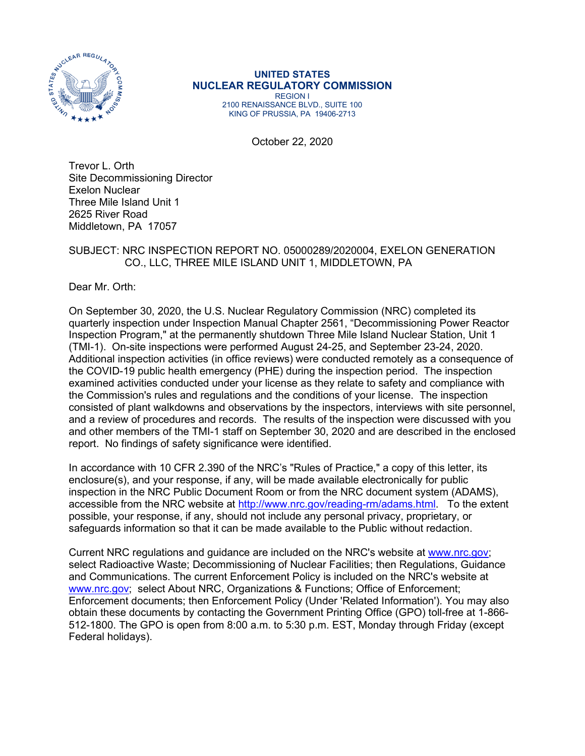**UNITED STATES**
**NUCLEAR REGULATORY COMMISSION**
REGION I
2100 RENAISSANCE BLVD., SUITE 100
KING OF PRUSSIA, PA 19406-2713

October 22, 2020

Trevor L. Orth
Site Decommissioning Director
Exelon Nuclear
Three Mile Island Unit 1
2625 River Road
Middletown, PA 17057

SUBJECT: NRC INSPECTION REPORT NO. 05000289/2020004, EXELON GENERATION CO., LLC, THREE MILE ISLAND UNIT 1, MIDDLETOWN, PA

Dear Mr. Orth:

On September 30, 2020, the U.S. Nuclear Regulatory Commission (NRC) completed its quarterly inspection under Inspection Manual Chapter 2561, "Decommissioning Power Reactor Inspection Program," at the permanently shutdown Three Mile Island Nuclear Station, Unit 1 (TMI-1). On-site inspections were performed August 24-25, and September 23-24, 2020. Additional inspection activities (in office reviews) were conducted remotely as a consequence of the COVID-19 public health emergency (PHE) during the inspection period. The inspection examined activities conducted under your license as they relate to safety and compliance with the Commission's rules and regulations and the conditions of your license. The inspection consisted of plant walkdowns and observations by the inspectors, interviews with site personnel, and a review of procedures and records. The results of the inspection were discussed with you and other members of the TMI-1 staff on September 30, 2020 and are described in the enclosed report. No findings of safety significance were identified.

In accordance with 10 CFR 2.390 of the NRC's "Rules of Practice," a copy of this letter, its enclosure(s), and your response, if any, will be made available electronically for public inspection in the NRC Public Document Room or from the NRC document system (ADAMS), accessible from the NRC website at http://www.nrc.gov/reading-rm/adams.html. To the extent possible, your response, if any, should not include any personal privacy, proprietary, or safeguards information so that it can be made available to the Public without redaction.

Current NRC regulations and guidance are included on the NRC's website at www.nrc.gov; select Radioactive Waste; Decommissioning of Nuclear Facilities; then Regulations, Guidance and Communications. The current Enforcement Policy is included on the NRC's website at www.nrc.gov; select About NRC, Organizations & Functions; Office of Enforcement; Enforcement documents; then Enforcement Policy (Under 'Related Information'). You may also obtain these documents by contacting the Government Printing Office (GPO) toll-free at 1-866-512-1800. The GPO is open from 8:00 a.m. to 5:30 p.m. EST, Monday through Friday (except Federal holidays).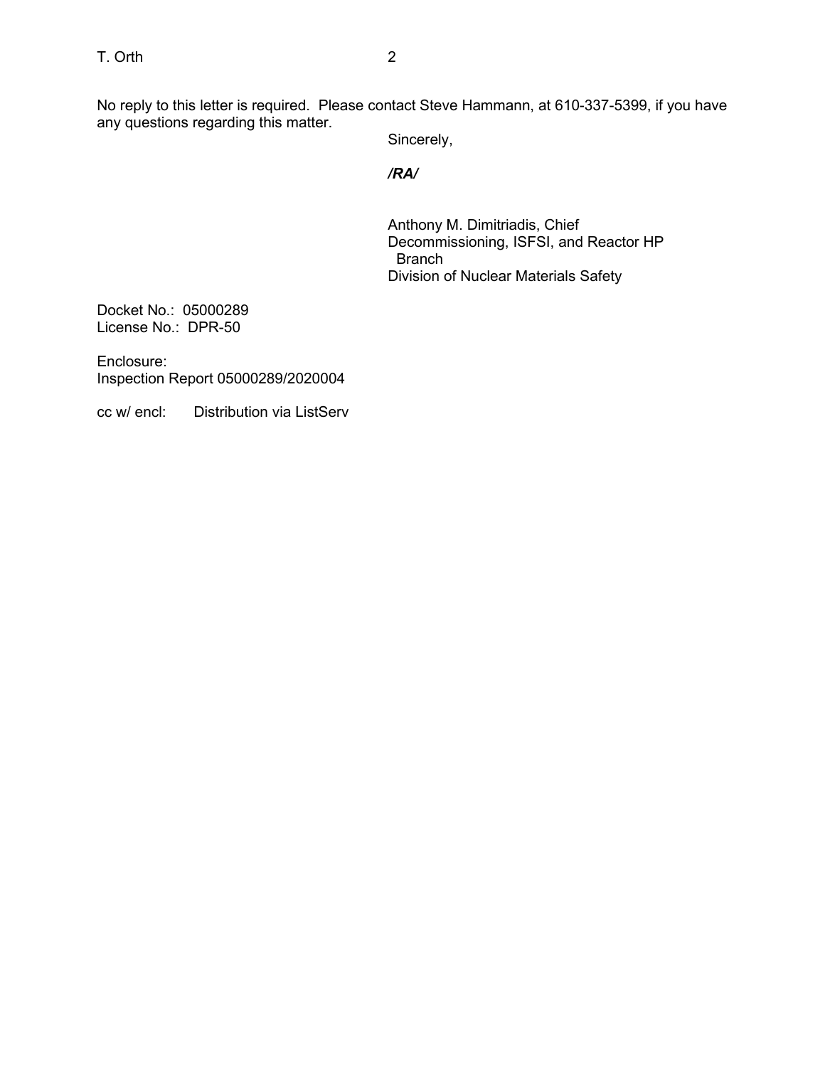No reply to this letter is required. Please contact Steve Hammann, at 610-337-5399, if you have any questions regarding this matter.

Sincerely,

***/RA/***

Anthony M. Dimitriadis, Chief  
Decommissioning, ISFSI, and Reactor HP Branch  
Division of Nuclear Materials Safety

Docket No.: 05000289  
License No.: DPR-50

Enclosure:  
Inspection Report 05000289/2020004

cc w/ encl: Distribution via ListServ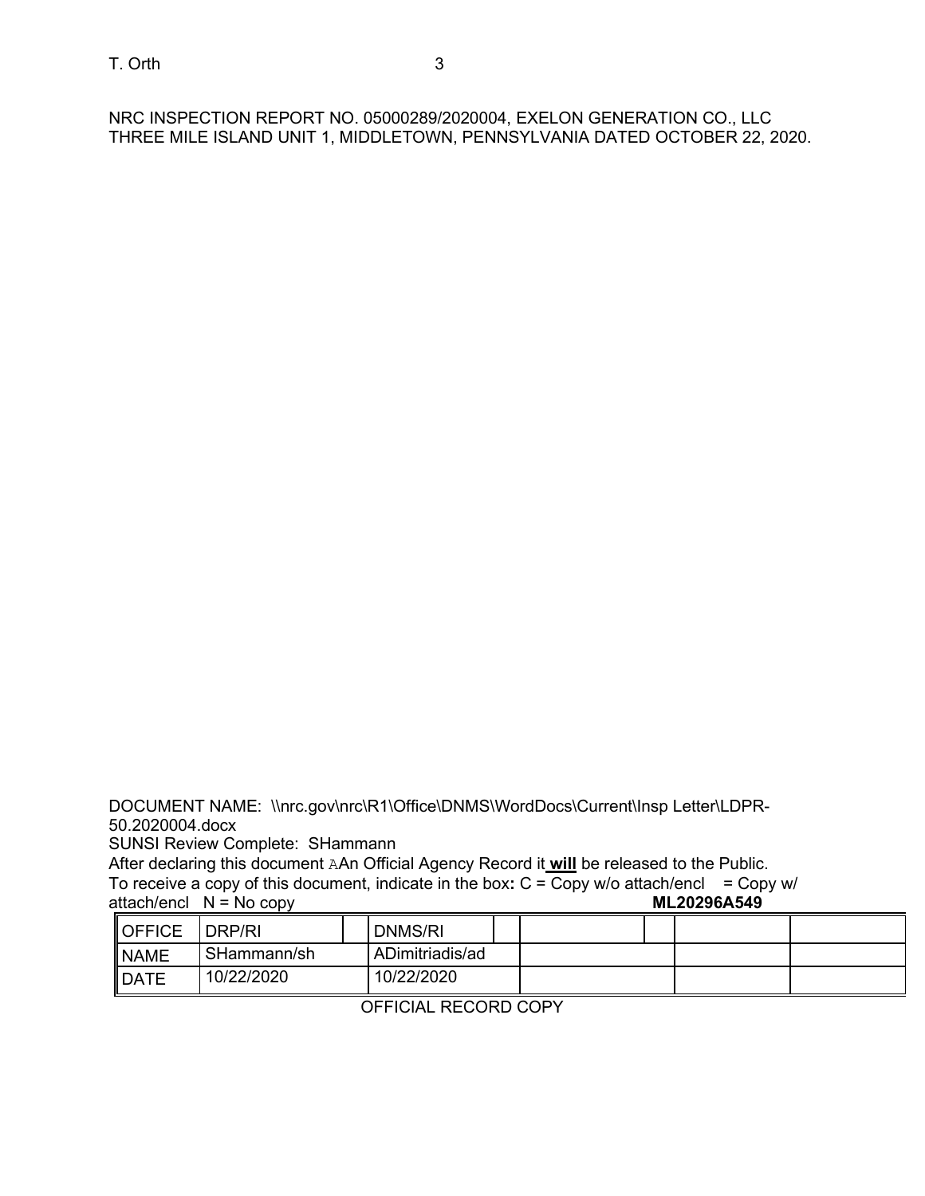NRC INSPECTION REPORT NO. 05000289/2020004, EXELON GENERATION CO., LLC
THREE MILE ISLAND UNIT 1, MIDDLETOWN, PENNSYLVANIA DATED OCTOBER 22, 2020.

DOCUMENT NAME: \\nrc.gov\nrc\R1\Office\DNMS\WordDocs\Current\Insp Letter\LDPR-50.2020004.docx

SUNSI Review Complete: SHammann

After declaring this document AAn Official Agency Record it **will** be released to the Public.

To receive a copy of this document, indicate in the box**:** C = Copy w/o attach/encl  = Copy w/ attach/encl  N = No copy

**ML20296A549**

| OFFICE | DRP/RI | | DNMS/RI | | | | | |
|---|---|---|---|---|---|---|---|---|
| NAME | SHammann/sh | | ADimitriadis/ad | | | | | |
| DATE | 10/22/2020 | | 10/22/2020 | | | | | |

OFFICIAL RECORD COPY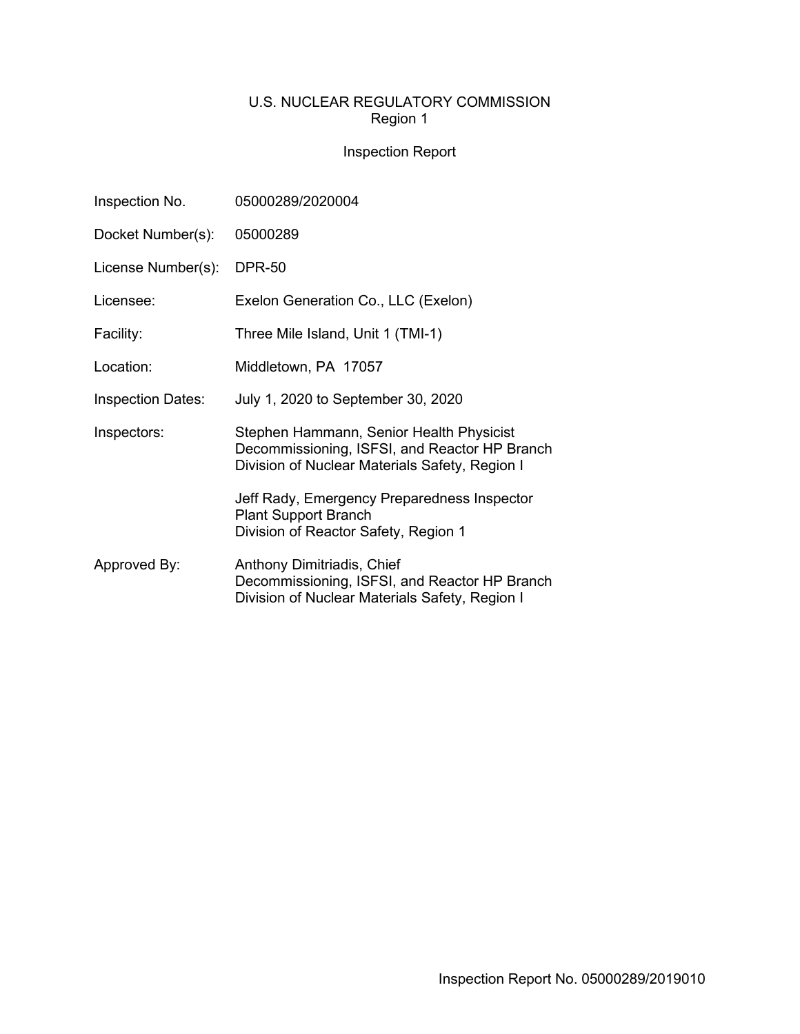U.S. NUCLEAR REGULATORY COMMISSION
Region 1

Inspection Report

| | |
|---|---|
| Inspection No. | 05000289/2020004 |
| Docket Number(s): | 05000289 |
| License Number(s): | DPR-50 |
| Licensee: | Exelon Generation Co., LLC (Exelon) |
| Facility: | Three Mile Island, Unit 1 (TMI-1) |
| Location: | Middletown, PA 17057 |
| Inspection Dates: | July 1, 2020 to September 30, 2020 |
| Inspectors: | Stephen Hammann, Senior Health Physicist<br>Decommissioning, ISFSI, and Reactor HP Branch<br>Division of Nuclear Materials Safety, Region I<br><br>Jeff Rady, Emergency Preparedness Inspector<br>Plant Support Branch<br>Division of Reactor Safety, Region 1 |
| Approved By: | Anthony Dimitriadis, Chief<br>Decommissioning, ISFSI, and Reactor HP Branch<br>Division of Nuclear Materials Safety, Region I |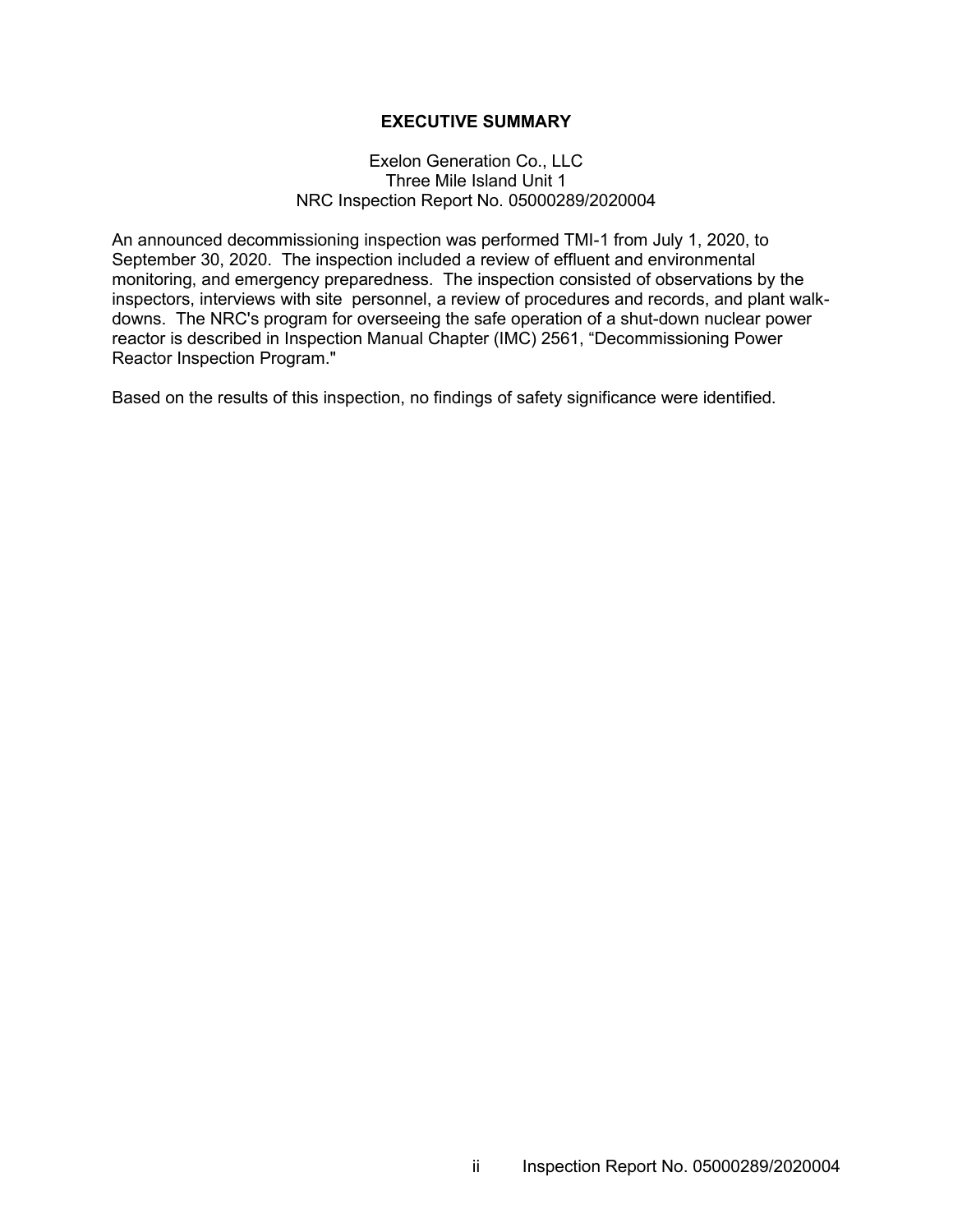# EXECUTIVE SUMMARY

Exelon Generation Co., LLC
Three Mile Island Unit 1
NRC Inspection Report No. 05000289/2020004

An announced decommissioning inspection was performed TMI-1 from July 1, 2020, to September 30, 2020. The inspection included a review of effluent and environmental monitoring, and emergency preparedness. The inspection consisted of observations by the inspectors, interviews with site personnel, a review of procedures and records, and plant walk-downs. The NRC's program for overseeing the safe operation of a shut-down nuclear power reactor is described in Inspection Manual Chapter (IMC) 2561, "Decommissioning Power Reactor Inspection Program."

Based on the results of this inspection, no findings of safety significance were identified.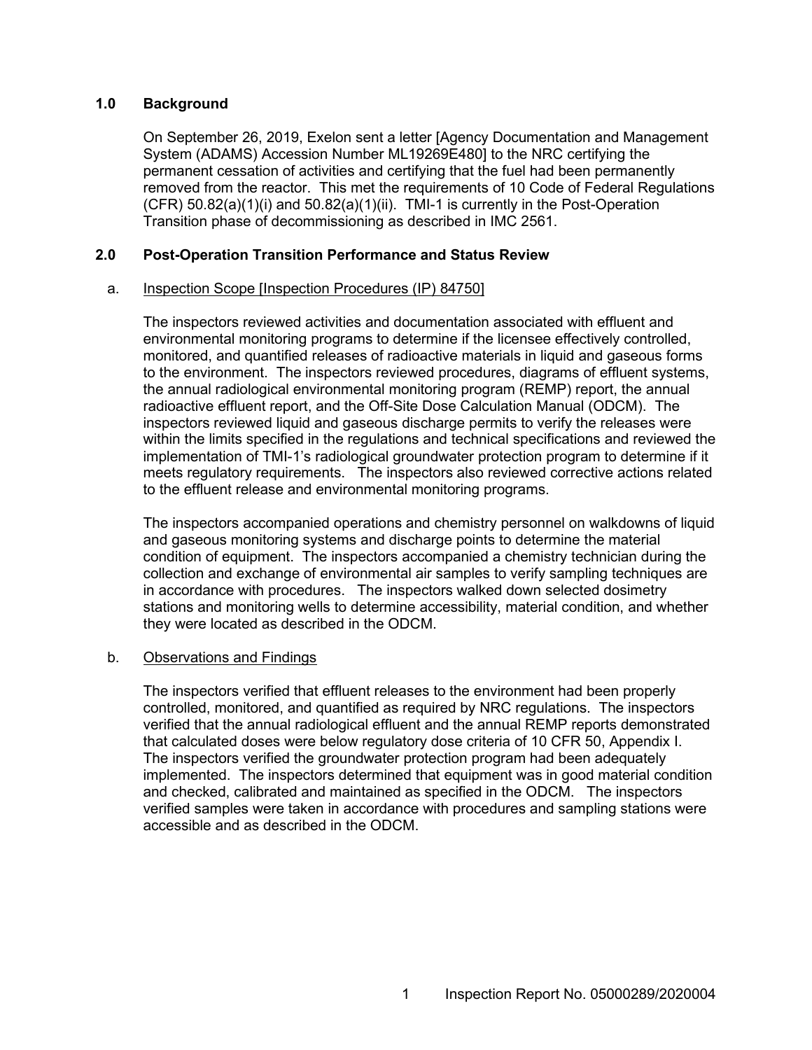## 1.0 Background

On September 26, 2019, Exelon sent a letter [Agency Documentation and Management System (ADAMS) Accession Number ML19269E480] to the NRC certifying the permanent cessation of activities and certifying that the fuel had been permanently removed from the reactor. This met the requirements of 10 Code of Federal Regulations (CFR) 50.82(a)(1)(i) and 50.82(a)(1)(ii). TMI-1 is currently in the Post-Operation Transition phase of decommissioning as described in IMC 2561.

## 2.0 Post-Operation Transition Performance and Status Review

a. Inspection Scope [Inspection Procedures (IP) 84750]

The inspectors reviewed activities and documentation associated with effluent and environmental monitoring programs to determine if the licensee effectively controlled, monitored, and quantified releases of radioactive materials in liquid and gaseous forms to the environment. The inspectors reviewed procedures, diagrams of effluent systems, the annual radiological environmental monitoring program (REMP) report, the annual radioactive effluent report, and the Off-Site Dose Calculation Manual (ODCM). The inspectors reviewed liquid and gaseous discharge permits to verify the releases were within the limits specified in the regulations and technical specifications and reviewed the implementation of TMI-1's radiological groundwater protection program to determine if it meets regulatory requirements. The inspectors also reviewed corrective actions related to the effluent release and environmental monitoring programs.

The inspectors accompanied operations and chemistry personnel on walkdowns of liquid and gaseous monitoring systems and discharge points to determine the material condition of equipment. The inspectors accompanied a chemistry technician during the collection and exchange of environmental air samples to verify sampling techniques are in accordance with procedures. The inspectors walked down selected dosimetry stations and monitoring wells to determine accessibility, material condition, and whether they were located as described in the ODCM.

b. Observations and Findings

The inspectors verified that effluent releases to the environment had been properly controlled, monitored, and quantified as required by NRC regulations. The inspectors verified that the annual radiological effluent and the annual REMP reports demonstrated that calculated doses were below regulatory dose criteria of 10 CFR 50, Appendix I. The inspectors verified the groundwater protection program had been adequately implemented. The inspectors determined that equipment was in good material condition and checked, calibrated and maintained as specified in the ODCM. The inspectors verified samples were taken in accordance with procedures and sampling stations were accessible and as described in the ODCM.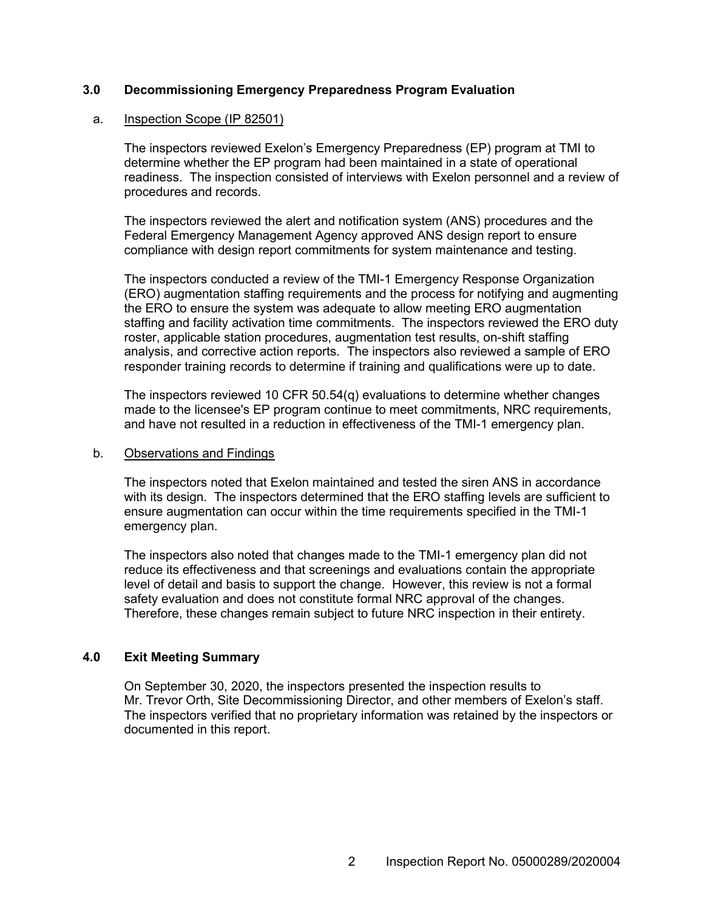## 3.0 Decommissioning Emergency Preparedness Program Evaluation

a. Inspection Scope (IP 82501)

The inspectors reviewed Exelon's Emergency Preparedness (EP) program at TMI to determine whether the EP program had been maintained in a state of operational readiness. The inspection consisted of interviews with Exelon personnel and a review of procedures and records.

The inspectors reviewed the alert and notification system (ANS) procedures and the Federal Emergency Management Agency approved ANS design report to ensure compliance with design report commitments for system maintenance and testing.

The inspectors conducted a review of the TMI-1 Emergency Response Organization (ERO) augmentation staffing requirements and the process for notifying and augmenting the ERO to ensure the system was adequate to allow meeting ERO augmentation staffing and facility activation time commitments. The inspectors reviewed the ERO duty roster, applicable station procedures, augmentation test results, on-shift staffing analysis, and corrective action reports. The inspectors also reviewed a sample of ERO responder training records to determine if training and qualifications were up to date.

The inspectors reviewed 10 CFR 50.54(q) evaluations to determine whether changes made to the licensee's EP program continue to meet commitments, NRC requirements, and have not resulted in a reduction in effectiveness of the TMI-1 emergency plan.

b. Observations and Findings

The inspectors noted that Exelon maintained and tested the siren ANS in accordance with its design. The inspectors determined that the ERO staffing levels are sufficient to ensure augmentation can occur within the time requirements specified in the TMI-1 emergency plan.

The inspectors also noted that changes made to the TMI-1 emergency plan did not reduce its effectiveness and that screenings and evaluations contain the appropriate level of detail and basis to support the change. However, this review is not a formal safety evaluation and does not constitute formal NRC approval of the changes. Therefore, these changes remain subject to future NRC inspection in their entirety.

## 4.0 Exit Meeting Summary

On September 30, 2020, the inspectors presented the inspection results to Mr. Trevor Orth, Site Decommissioning Director, and other members of Exelon's staff. The inspectors verified that no proprietary information was retained by the inspectors or documented in this report.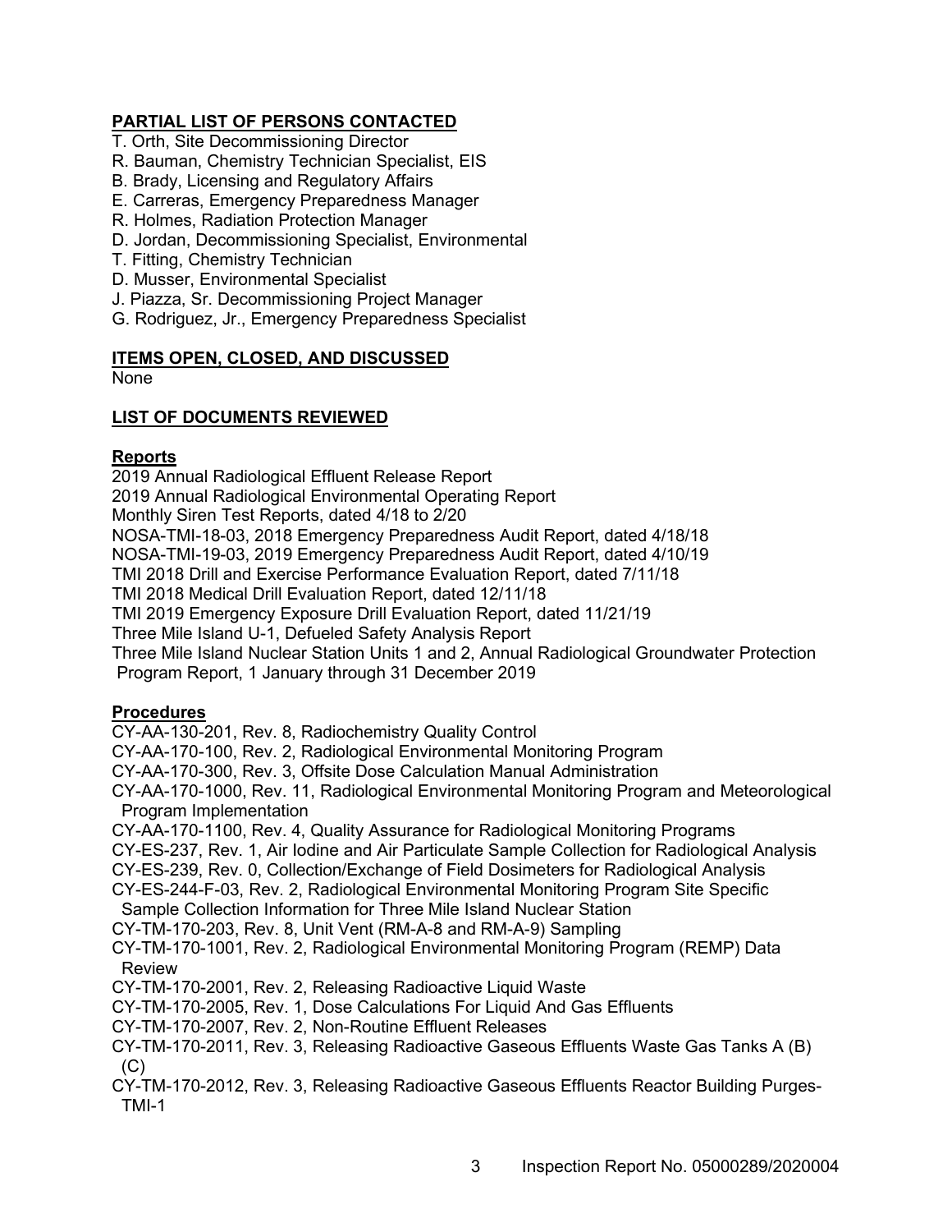## PARTIAL LIST OF PERSONS CONTACTED

T. Orth, Site Decommissioning Director
R. Bauman, Chemistry Technician Specialist, EIS
B. Brady, Licensing and Regulatory Affairs
E. Carreras, Emergency Preparedness Manager
R. Holmes, Radiation Protection Manager
D. Jordan, Decommissioning Specialist, Environmental
T. Fitting, Chemistry Technician
D. Musser, Environmental Specialist
J. Piazza, Sr. Decommissioning Project Manager
G. Rodriguez, Jr., Emergency Preparedness Specialist

## ITEMS OPEN, CLOSED, AND DISCUSSED

None

## LIST OF DOCUMENTS REVIEWED

### Reports

2019 Annual Radiological Effluent Release Report
2019 Annual Radiological Environmental Operating Report
Monthly Siren Test Reports, dated 4/18 to 2/20
NOSA-TMI-18-03, 2018 Emergency Preparedness Audit Report, dated 4/18/18
NOSA-TMI-19-03, 2019 Emergency Preparedness Audit Report, dated 4/10/19
TMI 2018 Drill and Exercise Performance Evaluation Report, dated 7/11/18
TMI 2018 Medical Drill Evaluation Report, dated 12/11/18
TMI 2019 Emergency Exposure Drill Evaluation Report, dated 11/21/19
Three Mile Island U-1, Defueled Safety Analysis Report
Three Mile Island Nuclear Station Units 1 and 2, Annual Radiological Groundwater Protection Program Report, 1 January through 31 December 2019

### Procedures

CY-AA-130-201, Rev. 8, Radiochemistry Quality Control
CY-AA-170-100, Rev. 2, Radiological Environmental Monitoring Program
CY-AA-170-300, Rev. 3, Offsite Dose Calculation Manual Administration
CY-AA-170-1000, Rev. 11, Radiological Environmental Monitoring Program and Meteorological Program Implementation
CY-AA-170-1100, Rev. 4, Quality Assurance for Radiological Monitoring Programs
CY-ES-237, Rev. 1, Air Iodine and Air Particulate Sample Collection for Radiological Analysis
CY-ES-239, Rev. 0, Collection/Exchange of Field Dosimeters for Radiological Analysis
CY-ES-244-F-03, Rev. 2, Radiological Environmental Monitoring Program Site Specific Sample Collection Information for Three Mile Island Nuclear Station
CY-TM-170-203, Rev. 8, Unit Vent (RM-A-8 and RM-A-9) Sampling
CY-TM-170-1001, Rev. 2, Radiological Environmental Monitoring Program (REMP) Data Review
CY-TM-170-2001, Rev. 2, Releasing Radioactive Liquid Waste
CY-TM-170-2005, Rev. 1, Dose Calculations For Liquid And Gas Effluents
CY-TM-170-2007, Rev. 2, Non-Routine Effluent Releases
CY-TM-170-2011, Rev. 3, Releasing Radioactive Gaseous Effluents Waste Gas Tanks A (B) (C)
CY-TM-170-2012, Rev. 3, Releasing Radioactive Gaseous Effluents Reactor Building Purges-TMI-1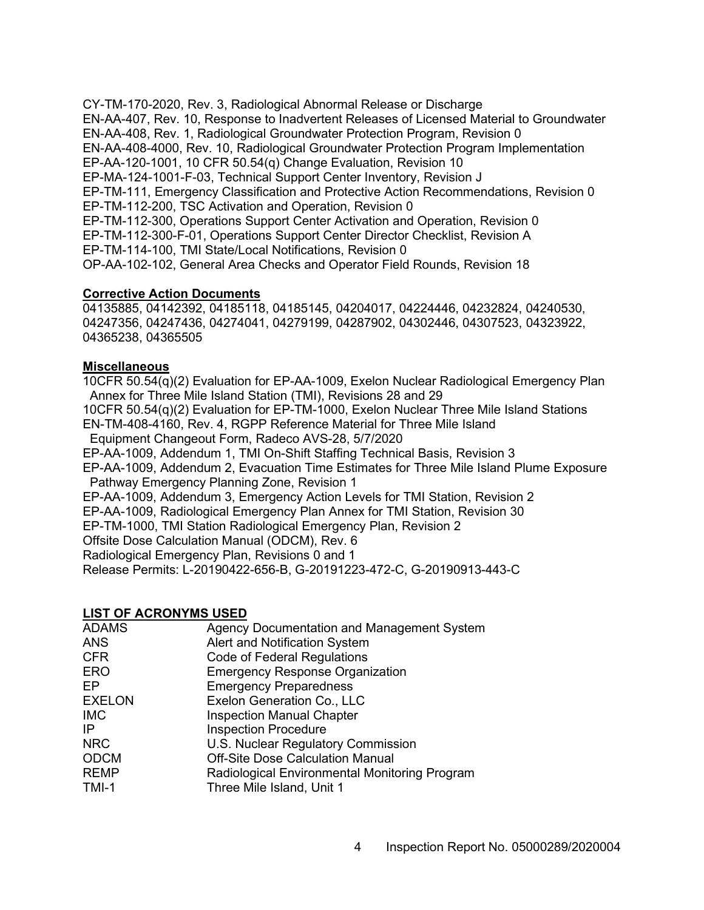CY-TM-170-2020, Rev. 3, Radiological Abnormal Release or Discharge
EN-AA-407, Rev. 10, Response to Inadvertent Releases of Licensed Material to Groundwater
EN-AA-408, Rev. 1, Radiological Groundwater Protection Program, Revision 0
EN-AA-408-4000, Rev. 10, Radiological Groundwater Protection Program Implementation
EP-AA-120-1001, 10 CFR 50.54(q) Change Evaluation, Revision 10
EP-MA-124-1001-F-03, Technical Support Center Inventory, Revision J
EP-TM-111, Emergency Classification and Protective Action Recommendations, Revision 0
EP-TM-112-200, TSC Activation and Operation, Revision 0
EP-TM-112-300, Operations Support Center Activation and Operation, Revision 0
EP-TM-112-300-F-01, Operations Support Center Director Checklist, Revision A
EP-TM-114-100, TMI State/Local Notifications, Revision 0
OP-AA-102-102, General Area Checks and Operator Field Rounds, Revision 18

**Corrective Action Documents**

04135885, 04142392, 04185118, 04185145, 04204017, 04224446, 04232824, 04240530, 04247356, 04247436, 04274041, 04279199, 04287902, 04302446, 04307523, 04323922, 04365238, 04365505

**Miscellaneous**

10CFR 50.54(q)(2) Evaluation for EP-AA-1009, Exelon Nuclear Radiological Emergency Plan Annex for Three Mile Island Station (TMI), Revisions 28 and 29
10CFR 50.54(q)(2) Evaluation for EP-TM-1000, Exelon Nuclear Three Mile Island Stations
EN-TM-408-4160, Rev. 4, RGPP Reference Material for Three Mile Island
Equipment Changeout Form, Radeco AVS-28, 5/7/2020
EP-AA-1009, Addendum 1, TMI On-Shift Staffing Technical Basis, Revision 3
EP-AA-1009, Addendum 2, Evacuation Time Estimates for Three Mile Island Plume Exposure Pathway Emergency Planning Zone, Revision 1
EP-AA-1009, Addendum 3, Emergency Action Levels for TMI Station, Revision 2
EP-AA-1009, Radiological Emergency Plan Annex for TMI Station, Revision 30
EP-TM-1000, TMI Station Radiological Emergency Plan, Revision 2
Offsite Dose Calculation Manual (ODCM), Rev. 6
Radiological Emergency Plan, Revisions 0 and 1
Release Permits: L-20190422-656-B, G-20191223-472-C, G-20190913-443-C

**LIST OF ACRONYMS USED**

| | |
|---|---|
| ADAMS | Agency Documentation and Management System |
| ANS | Alert and Notification System |
| CFR | Code of Federal Regulations |
| ERO | Emergency Response Organization |
| EP | Emergency Preparedness |
| EXELON | Exelon Generation Co., LLC |
| IMC | Inspection Manual Chapter |
| IP | Inspection Procedure |
| NRC | U.S. Nuclear Regulatory Commission |
| ODCM | Off-Site Dose Calculation Manual |
| REMP | Radiological Environmental Monitoring Program |
| TMI-1 | Three Mile Island, Unit 1 |